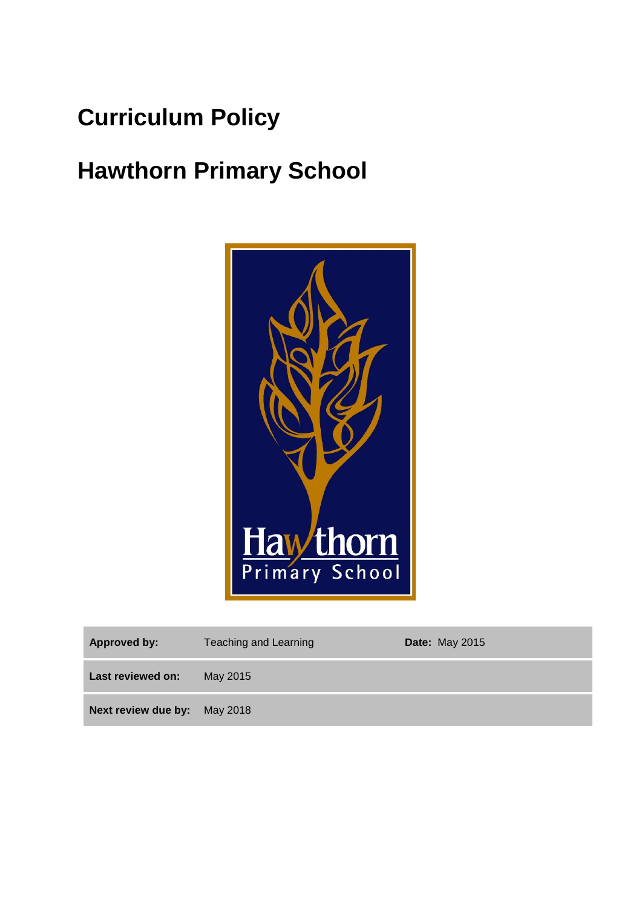# Curriculum Policy

# Hawthorn Primary School

| | | | |
|---|---|---|---|
| **Approved by:** | Teaching and Learning | **Date:** May 2015 | |
| **Last reviewed on:** | May 2015 | | |
| **Next review due by:** | May 2018 | | |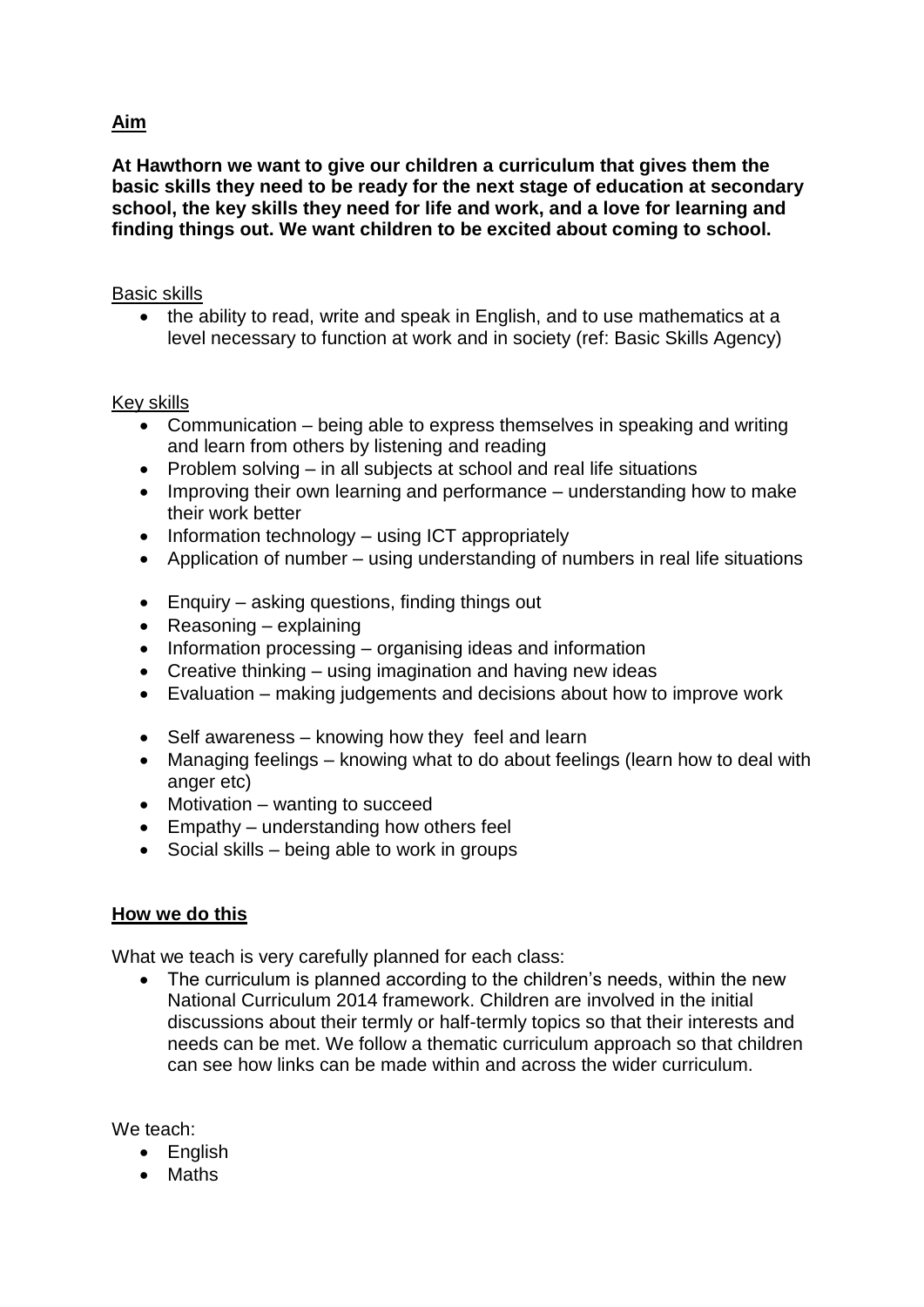## Aim

**At Hawthorn we want to give our children a curriculum that gives them the basic skills they need to be ready for the next stage of education at secondary school, the key skills they need for life and work, and a love for learning and finding things out. We want children to be excited about coming to school.**

Basic skills

- the ability to read, write and speak in English, and to use mathematics at a level necessary to function at work and in society (ref: Basic Skills Agency)

Key skills

- Communication – being able to express themselves in speaking and writing and learn from others by listening and reading
- Problem solving – in all subjects at school and real life situations
- Improving their own learning and performance – understanding how to make their work better
- Information technology – using ICT appropriately
- Application of number – using understanding of numbers in real life situations

- Enquiry – asking questions, finding things out
- Reasoning – explaining
- Information processing – organising ideas and information
- Creative thinking – using imagination and having new ideas
- Evaluation – making judgements and decisions about how to improve work

- Self awareness – knowing how they feel and learn
- Managing feelings – knowing what to do about feelings (learn how to deal with anger etc)
- Motivation – wanting to succeed
- Empathy – understanding how others feel
- Social skills – being able to work in groups

## How we do this

What we teach is very carefully planned for each class:

- The curriculum is planned according to the children's needs, within the new National Curriculum 2014 framework. Children are involved in the initial discussions about their termly or half-termly topics so that their interests and needs can be met. We follow a thematic curriculum approach so that children can see how links can be made within and across the wider curriculum.

We teach:

- English
- Maths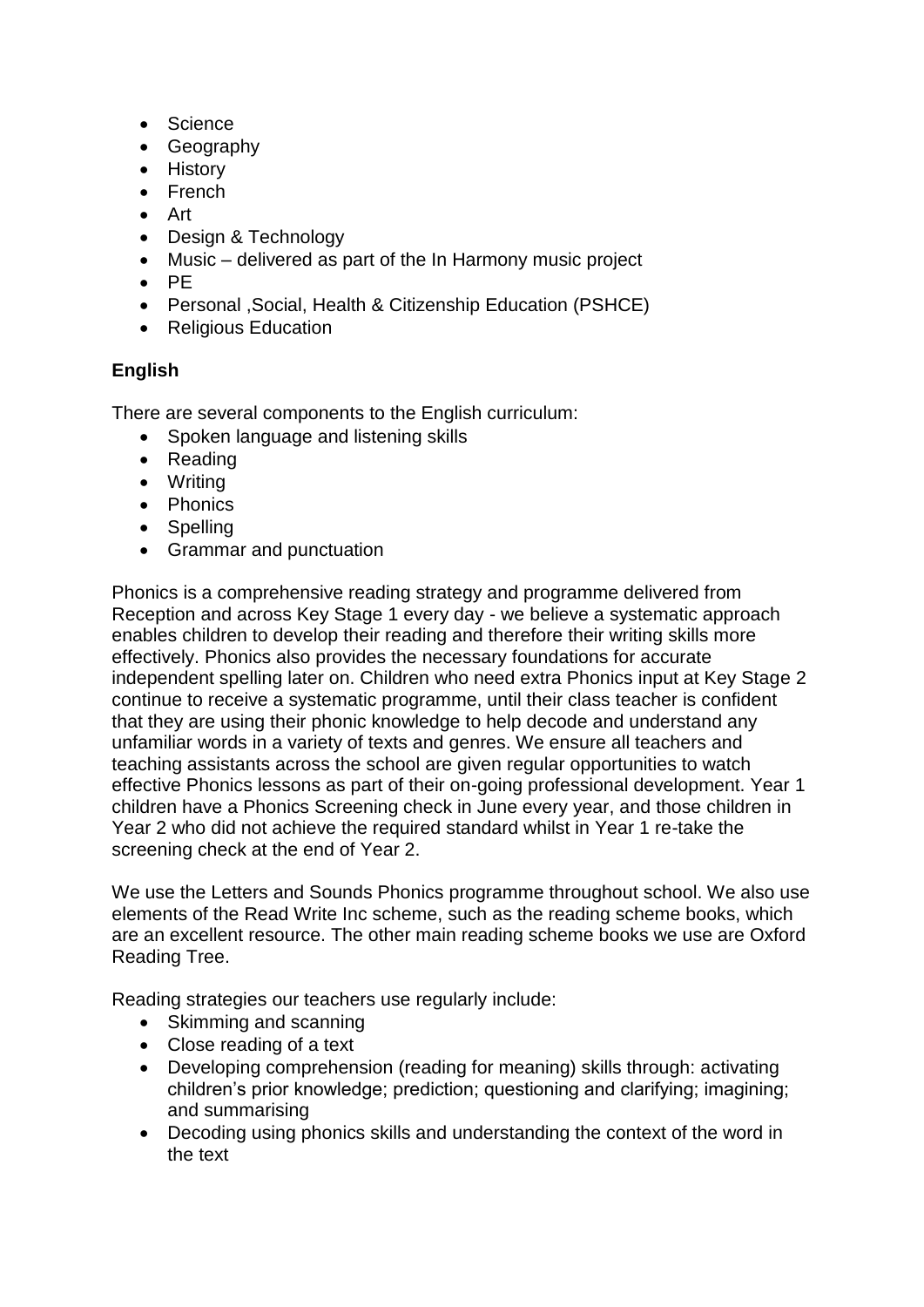- Science
- Geography
- History
- French
- Art
- Design & Technology
- Music – delivered as part of the In Harmony music project
- PE
- Personal ,Social, Health & Citizenship Education (PSHCE)
- Religious Education

**English**

There are several components to the English curriculum:

- Spoken language and listening skills
- Reading
- Writing
- Phonics
- Spelling
- Grammar and punctuation

Phonics is a comprehensive reading strategy and programme delivered from Reception and across Key Stage 1 every day - we believe a systematic approach enables children to develop their reading and therefore their writing skills more effectively. Phonics also provides the necessary foundations for accurate independent spelling later on. Children who need extra Phonics input at Key Stage 2 continue to receive a systematic programme, until their class teacher is confident that they are using their phonic knowledge to help decode and understand any unfamiliar words in a variety of texts and genres. We ensure all teachers and teaching assistants across the school are given regular opportunities to watch effective Phonics lessons as part of their on-going professional development. Year 1 children have a Phonics Screening check in June every year, and those children in Year 2 who did not achieve the required standard whilst in Year 1 re-take the screening check at the end of Year 2.

We use the Letters and Sounds Phonics programme throughout school. We also use elements of the Read Write Inc scheme, such as the reading scheme books, which are an excellent resource. The other main reading scheme books we use are Oxford Reading Tree.

Reading strategies our teachers use regularly include:

- Skimming and scanning
- Close reading of a text
- Developing comprehension (reading for meaning) skills through: activating children's prior knowledge; prediction; questioning and clarifying; imagining; and summarising
- Decoding using phonics skills and understanding the context of the word in the text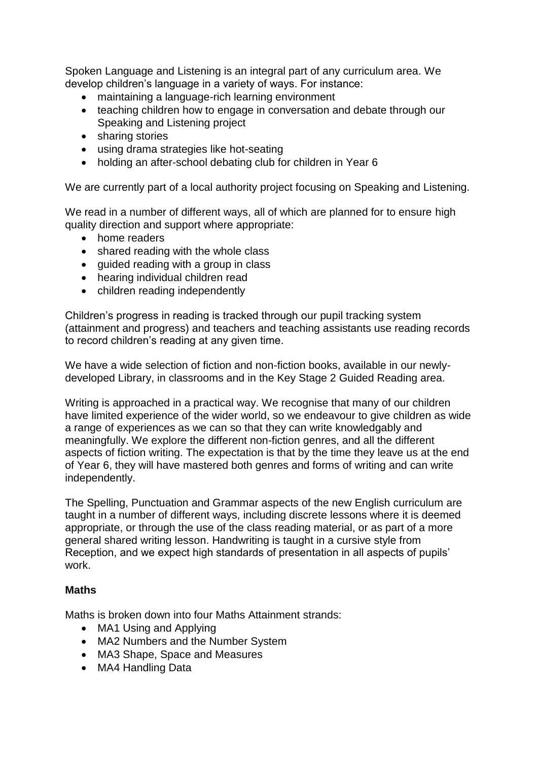Spoken Language and Listening is an integral part of any curriculum area. We develop children's language in a variety of ways. For instance:

- maintaining a language-rich learning environment
- teaching children how to engage in conversation and debate through our Speaking and Listening project
- sharing stories
- using drama strategies like hot-seating
- holding an after-school debating club for children in Year 6

We are currently part of a local authority project focusing on Speaking and Listening.

We read in a number of different ways, all of which are planned for to ensure high quality direction and support where appropriate:

- home readers
- shared reading with the whole class
- guided reading with a group in class
- hearing individual children read
- children reading independently

Children's progress in reading is tracked through our pupil tracking system (attainment and progress) and teachers and teaching assistants use reading records to record children's reading at any given time.

We have a wide selection of fiction and non-fiction books, available in our newly-developed Library, in classrooms and in the Key Stage 2 Guided Reading area.

Writing is approached in a practical way. We recognise that many of our children have limited experience of the wider world, so we endeavour to give children as wide a range of experiences as we can so that they can write knowledgably and meaningfully. We explore the different non-fiction genres, and all the different aspects of fiction writing. The expectation is that by the time they leave us at the end of Year 6, they will have mastered both genres and forms of writing and can write independently.

The Spelling, Punctuation and Grammar aspects of the new English curriculum are taught in a number of different ways, including discrete lessons where it is deemed appropriate, or through the use of the class reading material, or as part of a more general shared writing lesson. Handwriting is taught in a cursive style from Reception, and we expect high standards of presentation in all aspects of pupils' work.

**Maths**

Maths is broken down into four Maths Attainment strands:

- MA1 Using and Applying
- MA2 Numbers and the Number System
- MA3 Shape, Space and Measures
- MA4 Handling Data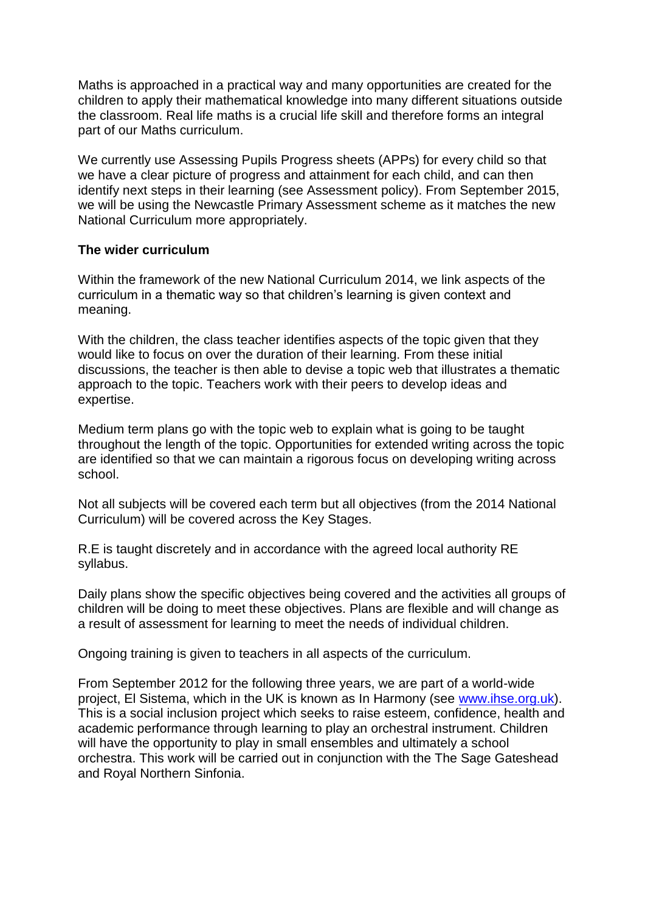Maths is approached in a practical way and many opportunities are created for the children to apply their mathematical knowledge into many different situations outside the classroom. Real life maths is a crucial life skill and therefore forms an integral part of our Maths curriculum.

We currently use Assessing Pupils Progress sheets (APPs) for every child so that we have a clear picture of progress and attainment for each child, and can then identify next steps in their learning (see Assessment policy). From September 2015, we will be using the Newcastle Primary Assessment scheme as it matches the new National Curriculum more appropriately.

**The wider curriculum**

Within the framework of the new National Curriculum 2014, we link aspects of the curriculum in a thematic way so that children's learning is given context and meaning.

With the children, the class teacher identifies aspects of the topic given that they would like to focus on over the duration of their learning. From these initial discussions, the teacher is then able to devise a topic web that illustrates a thematic approach to the topic. Teachers work with their peers to develop ideas and expertise.

Medium term plans go with the topic web to explain what is going to be taught throughout the length of the topic. Opportunities for extended writing across the topic are identified so that we can maintain a rigorous focus on developing writing across school.

Not all subjects will be covered each term but all objectives (from the 2014 National Curriculum) will be covered across the Key Stages.

R.E is taught discretely and in accordance with the agreed local authority RE syllabus.

Daily plans show the specific objectives being covered and the activities all groups of children will be doing to meet these objectives. Plans are flexible and will change as a result of assessment for learning to meet the needs of individual children.

Ongoing training is given to teachers in all aspects of the curriculum.

From September 2012 for the following three years, we are part of a world-wide project, El Sistema, which in the UK is known as In Harmony (see [www.ihse.org.uk](http://www.ihse.org.uk)). This is a social inclusion project which seeks to raise esteem, confidence, health and academic performance through learning to play an orchestral instrument. Children will have the opportunity to play in small ensembles and ultimately a school orchestra. This work will be carried out in conjunction with the The Sage Gateshead and Royal Northern Sinfonia.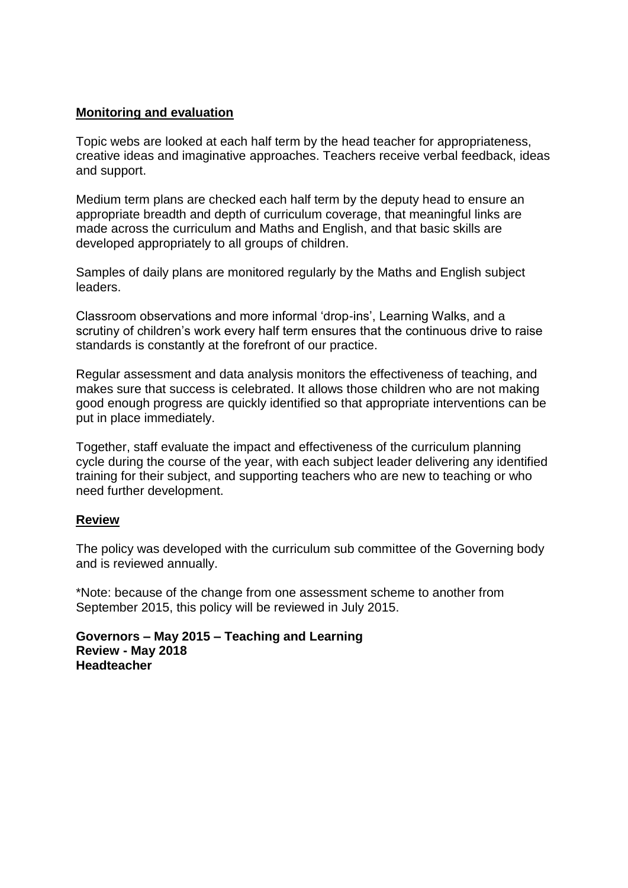## Monitoring and evaluation

Topic webs are looked at each half term by the head teacher for appropriateness, creative ideas and imaginative approaches. Teachers receive verbal feedback, ideas and support.

Medium term plans are checked each half term by the deputy head to ensure an appropriate breadth and depth of curriculum coverage, that meaningful links are made across the curriculum and Maths and English, and that basic skills are developed appropriately to all groups of children.

Samples of daily plans are monitored regularly by the Maths and English subject leaders.

Classroom observations and more informal 'drop-ins', Learning Walks, and a scrutiny of children's work every half term ensures that the continuous drive to raise standards is constantly at the forefront of our practice.

Regular assessment and data analysis monitors the effectiveness of teaching, and makes sure that success is celebrated. It allows those children who are not making good enough progress are quickly identified so that appropriate interventions can be put in place immediately.

Together, staff evaluate the impact and effectiveness of the curriculum planning cycle during the course of the year, with each subject leader delivering any identified training for their subject, and supporting teachers who are new to teaching or who need further development.

## Review

The policy was developed with the curriculum sub committee of the Governing body and is reviewed annually.

*Note: because of the change from one assessment scheme to another from September 2015, this policy will be reviewed in July 2015.

**Governors – May 2015 – Teaching and Learning**
**Review - May 2018**
**Headteacher**